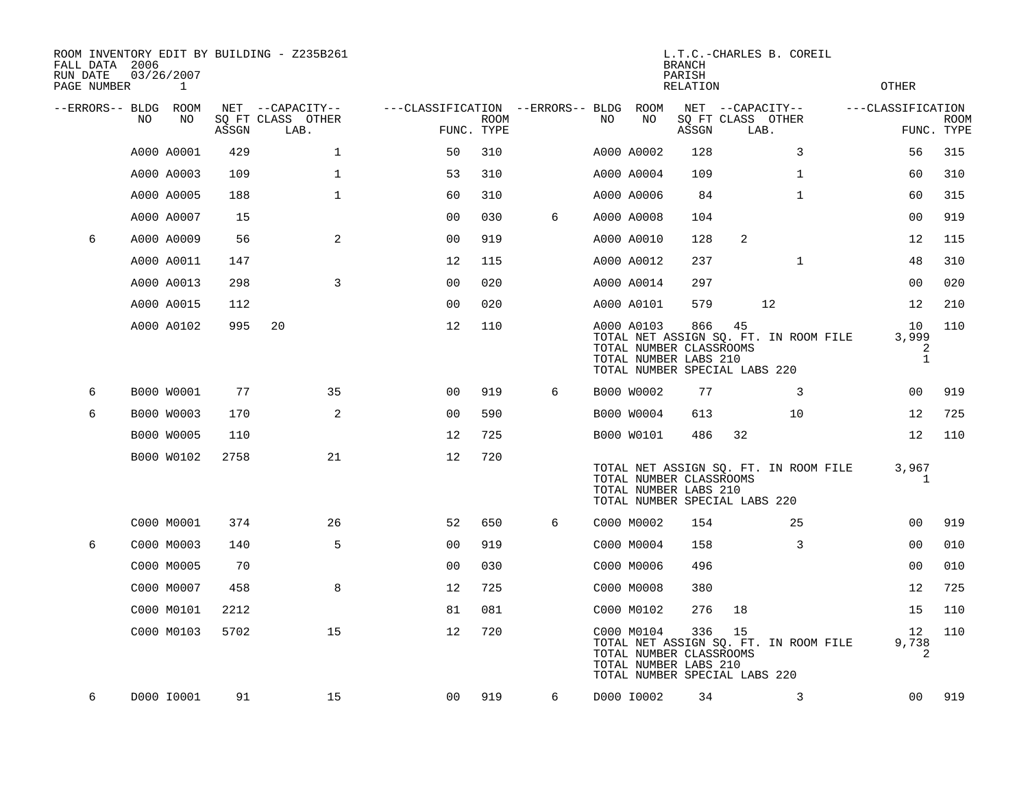ROOM INVENTORY EDIT BY BUILDING - Z235B261
FALL DATA 2006
RUN DATE 03/26/2007
PAGE NUMBER 1

L.T.C.-CHARLES B. COREIL
BRANCH
PARISH
RELATION
OTHER

| --ERRORS-- | BLDG NO | ROOM NO | NET SQ FT ASSGN | CAPACITY CLASS | CAPACITY LAB. | CAPACITY OTHER | CLASSIFICATION FUNC. | ROOM TYPE | --ERRORS-- | BLDG NO | ROOM NO | NET SQ FT ASSGN | CAPACITY CLASS | CAPACITY LAB. | CAPACITY OTHER | CLASSIFICATION FUNC. | ROOM TYPE |
|---|---|---|---|---|---|---|---|---|---|---|---|---|---|---|---|---|---|
| | A000 | A0001 | 429 | | | 1 | 50 | 310 | | A000 | A0002 | 128 | | | 3 | 56 | 315 |
| | A000 | A0003 | 109 | | | 1 | 53 | 310 | | A000 | A0004 | 109 | | | 1 | 60 | 310 |
| | A000 | A0005 | 188 | | | 1 | 60 | 310 | | A000 | A0006 | 84 | | | 1 | 60 | 315 |
| | A000 | A0007 | 15 | | | | 00 | 030 | 6 | A000 | A0008 | 104 | | | | 00 | 919 |
| 6 | A000 | A0009 | 56 | | | 2 | 00 | 919 | | A000 | A0010 | 128 | 2 | | | 12 | 115 |
| | A000 | A0011 | 147 | | | | 12 | 115 | | A000 | A0012 | 237 | | | 1 | 48 | 310 |
| | A000 | A0013 | 298 | | | 3 | 00 | 020 | | A000 | A0014 | 297 | | | | 00 | 020 |
| | A000 | A0015 | 112 | | | | 00 | 020 | | A000 | A0101 | 579 | | 12 | | 12 | 210 |
| | A000 | A0102 | 995 | 20 | | | 12 | 110 | | A000 | A0103 | 866 | 45 | | | 10 | 110 |
| | | | | | | | | | | TOTAL NET ASSIGN SQ. FT. IN ROOM FILE | | | | | | 3,999 | |
| | | | | | | | | | | TOTAL NUMBER CLASSROOMS | | | | | | 2 | |
| | | | | | | | | | | TOTAL NUMBER LABS 210 | | | | | | 1 | |
| | | | | | | | | | | TOTAL NUMBER SPECIAL LABS 220 | | | | | | | |
| 6 | B000 | W0001 | 77 | | | 35 | 00 | 919 | 6 | B000 | W0002 | 77 | | | 3 | 00 | 919 |
| 6 | B000 | W0003 | 170 | | | 2 | 00 | 590 | | B000 | W0004 | 613 | | | 10 | 12 | 725 |
| | B000 | W0005 | 110 | | | | 12 | 725 | | B000 | W0101 | 486 | 32 | | | 12 | 110 |
| | B000 | W0102 | 2758 | | | 21 | 12 | 720 | | | | | | | | | |
| | | | | | | | | | | TOTAL NET ASSIGN SQ. FT. IN ROOM FILE | | | | | | 3,967 | |
| | | | | | | | | | | TOTAL NUMBER CLASSROOMS | | | | | | 1 | |
| | | | | | | | | | | TOTAL NUMBER LABS 210 | | | | | | | |
| | | | | | | | | | | TOTAL NUMBER SPECIAL LABS 220 | | | | | | | |
| | C000 | M0001 | 374 | | | 26 | 52 | 650 | 6 | C000 | M0002 | 154 | | | 25 | 00 | 919 |
| 6 | C000 | M0003 | 140 | | | 5 | 00 | 919 | | C000 | M0004 | 158 | | | 3 | 00 | 010 |
| | C000 | M0005 | 70 | | | | 00 | 030 | | C000 | M0006 | 496 | | | | 00 | 010 |
| | C000 | M0007 | 458 | | | 8 | 12 | 725 | | C000 | M0008 | 380 | | | | 12 | 725 |
| | C000 | M0101 | 2212 | | | | 81 | 081 | | C000 | M0102 | 276 | 18 | | | 15 | 110 |
| | C000 | M0103 | 5702 | | | 15 | 12 | 720 | | C000 | M0104 | 336 | 15 | | | 12 | 110 |
| | | | | | | | | | | TOTAL NET ASSIGN SQ. FT. IN ROOM FILE | | | | | | 9,738 | |
| | | | | | | | | | | TOTAL NUMBER CLASSROOMS | | | | | | 2 | |
| | | | | | | | | | | TOTAL NUMBER LABS 210 | | | | | | | |
| | | | | | | | | | | TOTAL NUMBER SPECIAL LABS 220 | | | | | | | |
| 6 | D000 | I0001 | 91 | | | 15 | 00 | 919 | 6 | D000 | I0002 | 34 | | | 3 | 00 | 919 |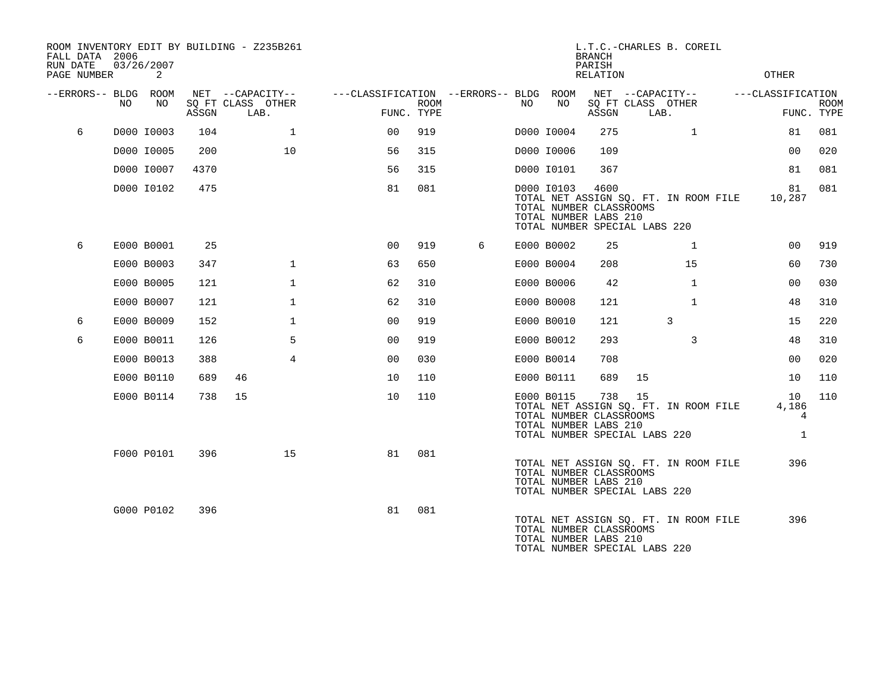ROOM INVENTORY EDIT BY BUILDING - Z235B261
FALL DATA 2006
RUN DATE 03/26/2007

L.T.C.-CHARLES B. COREIL
BRANCH
PARISH
RELATION
OTHER

| --ERRORS-- | BLDG NO | ROOM NO | NET SQ FT ASSGN | --CAPACITY-- CLASS LAB. | OTHER | ---CLASSIFICATION FUNC. | ROOM TYPE | --ERRORS-- | BLDG NO | ROOM NO | NET SQ FT ASSGN | --CAPACITY-- CLASS LAB. | OTHER | ---CLASSIFICATION FUNC. | ROOM TYPE |
|---|---|---|---|---|---|---|---|---|---|---|---|---|---|---|---|
| 6 | D000 | I0003 | 104 | | 1 | 00 | 919 | | D000 | I0004 | 275 | | 1 | 81 | 081 |
| | D000 | I0005 | 200 | | 10 | 56 | 315 | | D000 | I0006 | 109 | | | 00 | 020 |
| | D000 | I0007 | 4370 | | | 56 | 315 | | D000 | I0101 | 367 | | | 81 | 081 |
| | D000 | I0102 | 475 | | | 81 | 081 | | D000 | I0103 | 4600 | | | 81 | 081 |
| | | | | | | | | | TOTAL NET ASSIGN SQ. FT. IN ROOM FILE | | | | | 10,287 | |
| | | | | | | | | | TOTAL NUMBER CLASSROOMS | | | | | | |
| | | | | | | | | | TOTAL NUMBER LABS 210 | | | | | | |
| | | | | | | | | | TOTAL NUMBER SPECIAL LABS 220 | | | | | | |
| 6 | E000 | B0001 | 25 | | | 00 | 919 | 6 | E000 | B0002 | 25 | | 1 | 00 | 919 |
| | E000 | B0003 | 347 | | 1 | 63 | 650 | | E000 | B0004 | 208 | | 15 | 60 | 730 |
| | E000 | B0005 | 121 | | 1 | 62 | 310 | | E000 | B0006 | 42 | | 1 | 00 | 030 |
| | E000 | B0007 | 121 | | 1 | 62 | 310 | | E000 | B0008 | 121 | | 1 | 48 | 310 |
| 6 | E000 | B0009 | 152 | | 1 | 00 | 919 | | E000 | B0010 | 121 | 3 | | 15 | 220 |
| 6 | E000 | B0011 | 126 | | 5 | 00 | 919 | | E000 | B0012 | 293 | | 3 | 48 | 310 |
| | E000 | B0013 | 388 | | 4 | 00 | 030 | | E000 | B0014 | 708 | | | 00 | 020 |
| | E000 | B0110 | 689 | 46 | | 10 | 110 | | E000 | B0111 | 689 | 15 | | 10 | 110 |
| | E000 | B0114 | 738 | 15 | | 10 | 110 | | E000 | B0115 | 738 | 15 | | 10 | 110 |
| | | | | | | | | | TOTAL NET ASSIGN SQ. FT. IN ROOM FILE | | | | | 4,186 | |
| | | | | | | | | | TOTAL NUMBER CLASSROOMS | | | | | 4 | |
| | | | | | | | | | TOTAL NUMBER LABS 210 | | | | | | |
| | | | | | | | | | TOTAL NUMBER SPECIAL LABS 220 | | | | | 1 | |
| | F000 | P0101 | 396 | | 15 | 81 | 081 | | | | | | | | |
| | | | | | | | | | TOTAL NET ASSIGN SQ. FT. IN ROOM FILE | | | | | 396 | |
| | | | | | | | | | TOTAL NUMBER CLASSROOMS | | | | | | |
| | | | | | | | | | TOTAL NUMBER LABS 210 | | | | | | |
| | | | | | | | | | TOTAL NUMBER SPECIAL LABS 220 | | | | | | |
| | G000 | P0102 | 396 | | | 81 | 081 | | | | | | | | |
| | | | | | | | | | TOTAL NET ASSIGN SQ. FT. IN ROOM FILE | | | | | 396 | |
| | | | | | | | | | TOTAL NUMBER CLASSROOMS | | | | | | |
| | | | | | | | | | TOTAL NUMBER LABS 210 | | | | | | |
| | | | | | | | | | TOTAL NUMBER SPECIAL LABS 220 | | | | | | |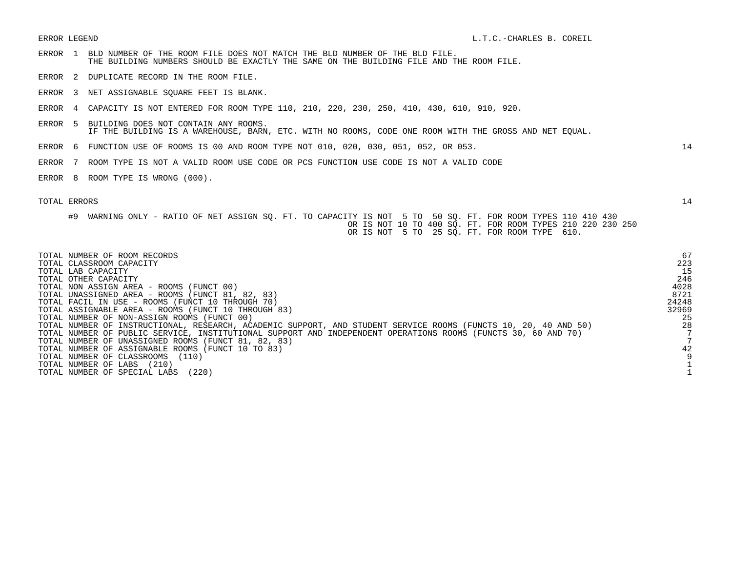ERROR LEGEND L.T.C.-CHARLES B. COREIL

| | | |
|---|---|---|
| ERROR 1 | BLD NUMBER OF THE ROOM FILE DOES NOT MATCH THE BLD NUMBER OF THE BLD FILE. THE BUILDING NUMBERS SHOULD BE EXACTLY THE SAME ON THE BUILDING FILE AND THE ROOM FILE. | |
| ERROR 2 | DUPLICATE RECORD IN THE ROOM FILE. | |
| ERROR 3 | NET ASSIGNABLE SQUARE FEET IS BLANK. | |
| ERROR 4 | CAPACITY IS NOT ENTERED FOR ROOM TYPE 110, 210, 220, 230, 250, 410, 430, 610, 910, 920. | |
| ERROR 5 | BUILDING DOES NOT CONTAIN ANY ROOMS. IF THE BUILDING IS A WAREHOUSE, BARN, ETC. WITH NO ROOMS, CODE ONE ROOM WITH THE GROSS AND NET EQUAL. | |
| ERROR 6 | FUNCTION USE OF ROOMS IS 00 AND ROOM TYPE NOT 010, 020, 030, 051, 052, OR 053. | 14 |
| ERROR 7 | ROOM TYPE IS NOT A VALID ROOM USE CODE OR PCS FUNCTION USE CODE IS NOT A VALID CODE | |
| ERROR 8 | ROOM TYPE IS WRONG (000). | |
| TOTAL ERRORS | | 14 |

#9 WARNING ONLY - RATIO OF NET ASSIGN SQ. FT. TO CAPACITY IS NOT 5 TO 50 SQ. FT. FOR ROOM TYPES 110 410 430
OR IS NOT 10 TO 400 SQ. FT. FOR ROOM TYPES 210 220 230 250
OR IS NOT 5 TO 25 SQ. FT. FOR ROOM TYPE 610.

| | |
|---|---|
| TOTAL NUMBER OF ROOM RECORDS | 67 |
| TOTAL CLASSROOM CAPACITY | 223 |
| TOTAL LAB CAPACITY | 15 |
| TOTAL OTHER CAPACITY | 246 |
| TOTAL NON ASSIGN AREA - ROOMS (FUNCT 00) | 4028 |
| TOTAL UNASSIGNED AREA - ROOMS (FUNCT 81, 82, 83) | 8721 |
| TOTAL FACIL IN USE - ROOMS (FUNCT 10 THROUGH 70) | 24248 |
| TOTAL ASSIGNABLE AREA - ROOMS (FUNCT 10 THROUGH 83) | 32969 |
| TOTAL NUMBER OF NON-ASSIGN ROOMS (FUNCT 00) | 25 |
| TOTAL NUMBER OF INSTRUCTIONAL, RESEARCH, ACADEMIC SUPPORT, AND STUDENT SERVICE ROOMS (FUNCTS 10, 20, 40 AND 50) | 28 |
| TOTAL NUMBER OF PUBLIC SERVICE, INSTITUTIONAL SUPPORT AND INDEPENDENT OPERATIONS ROOMS (FUNCTS 30, 60 AND 70) | 7 |
| TOTAL NUMBER OF UNASSIGNED ROOMS (FUNCT 81, 82, 83) | 7 |
| TOTAL NUMBER OF ASSIGNABLE ROOMS (FUNCT 10 TO 83) | 42 |
| TOTAL NUMBER OF CLASSROOMS (110) | 9 |
| TOTAL NUMBER OF LABS (210) | 1 |
| TOTAL NUMBER OF SPECIAL LABS (220) | 1 |